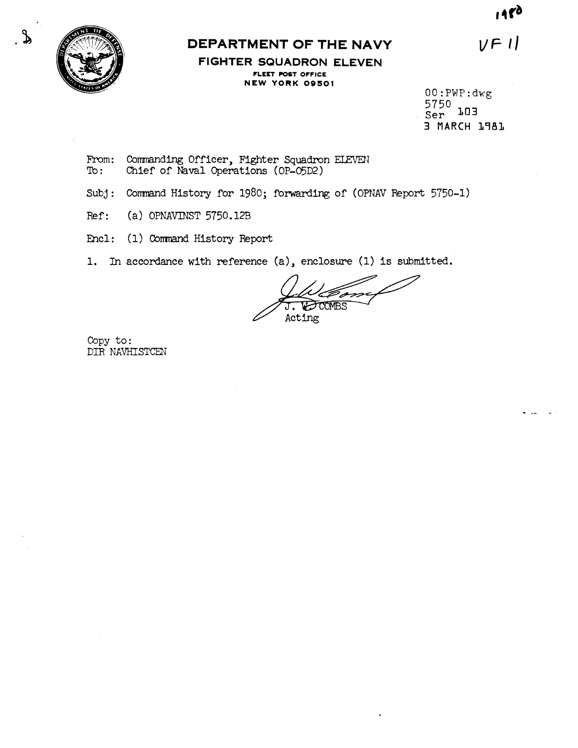1980

VF 11

# DEPARTMENT OF THE NAVY

**FIGHTER SQUADRON ELEVEN**
FLEET POST OFFICE
NEW YORK 09501

00:PWP:dwg
5750
Ser 103
3 MARCH 1981

From: Commanding Officer, Fighter Squadron ELEVEN
To: Chief of Naval Operations (OP-05D2)

Subj: Command History for 1980; forwarding of (OPNAV Report 5750-1)

Ref: (a) OPNAVINST 5750.12B

Encl: (1) Command History Report

1. In accordance with reference (a), enclosure (1) is submitted.

J. W. COMBS
Acting

Copy to:
DIR NAVHISTCEN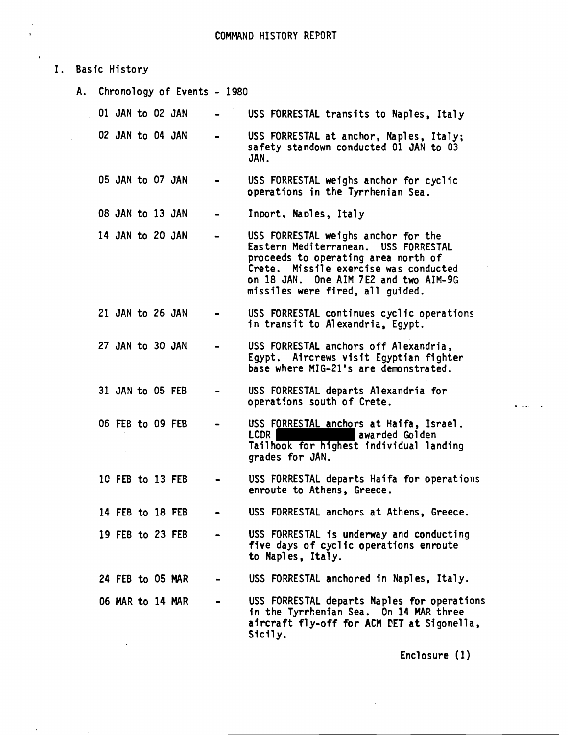# COMMAND HISTORY REPORT

## I. Basic History

### A. Chronology of Events - 1980

| Dates | | Event |
|---|---|---|
| 01 JAN to 02 JAN | - | USS FORRESTAL transits to Naples, Italy |
| 02 JAN to 04 JAN | - | USS FORRESTAL at anchor, Naples, Italy; safety standown conducted 01 JAN to 03 JAN. |
| 05 JAN to 07 JAN | - | USS FORRESTAL weighs anchor for cyclic operations in the Tyrrhenian Sea. |
| 08 JAN to 13 JAN | - | Inport, Naples, Italy |
| 14 JAN to 20 JAN | - | USS FORRESTAL weighs anchor for the Eastern Mediterranean. USS FORRESTAL proceeds to operating area north of Crete. Missile exercise was conducted on 18 JAN. One AIM 7E2 and two AIM-9G missiles were fired, all guided. |
| 21 JAN to 26 JAN | - | USS FORRESTAL continues cyclic operations in transit to Alexandria, Egypt. |
| 27 JAN to 30 JAN | - | USS FORRESTAL anchors off Alexandria, Egypt. Aircrews visit Egyptian fighter base where MIG-21's are demonstrated. |
| 31 JAN to 05 FEB | - | USS FORRESTAL departs Alexandria for operations south of Crete. |
| 06 FEB to 09 FEB | - | USS FORRESTAL anchors at Haifa, Israel. LCDR [REDACTED] awarded Golden Tailhook for highest individual landing grades for JAN. |
| 10 FEB to 13 FEB | - | USS FORRESTAL departs Haifa for operations enroute to Athens, Greece. |
| 14 FEB to 18 FEB | - | USS FORRESTAL anchors at Athens, Greece. |
| 19 FEB to 23 FEB | - | USS FORRESTAL is underway and conducting five days of cyclic operations enroute to Naples, Italy. |
| 24 FEB to 05 MAR | - | USS FORRESTAL anchored in Naples, Italy. |
| 06 MAR to 14 MAR | - | USS FORRESTAL departs Naples for operations in the Tyrrhenian Sea. On 14 MAR three aircraft fly-off for ACM DET at Sigonella, Sicily. |

Enclosure (1)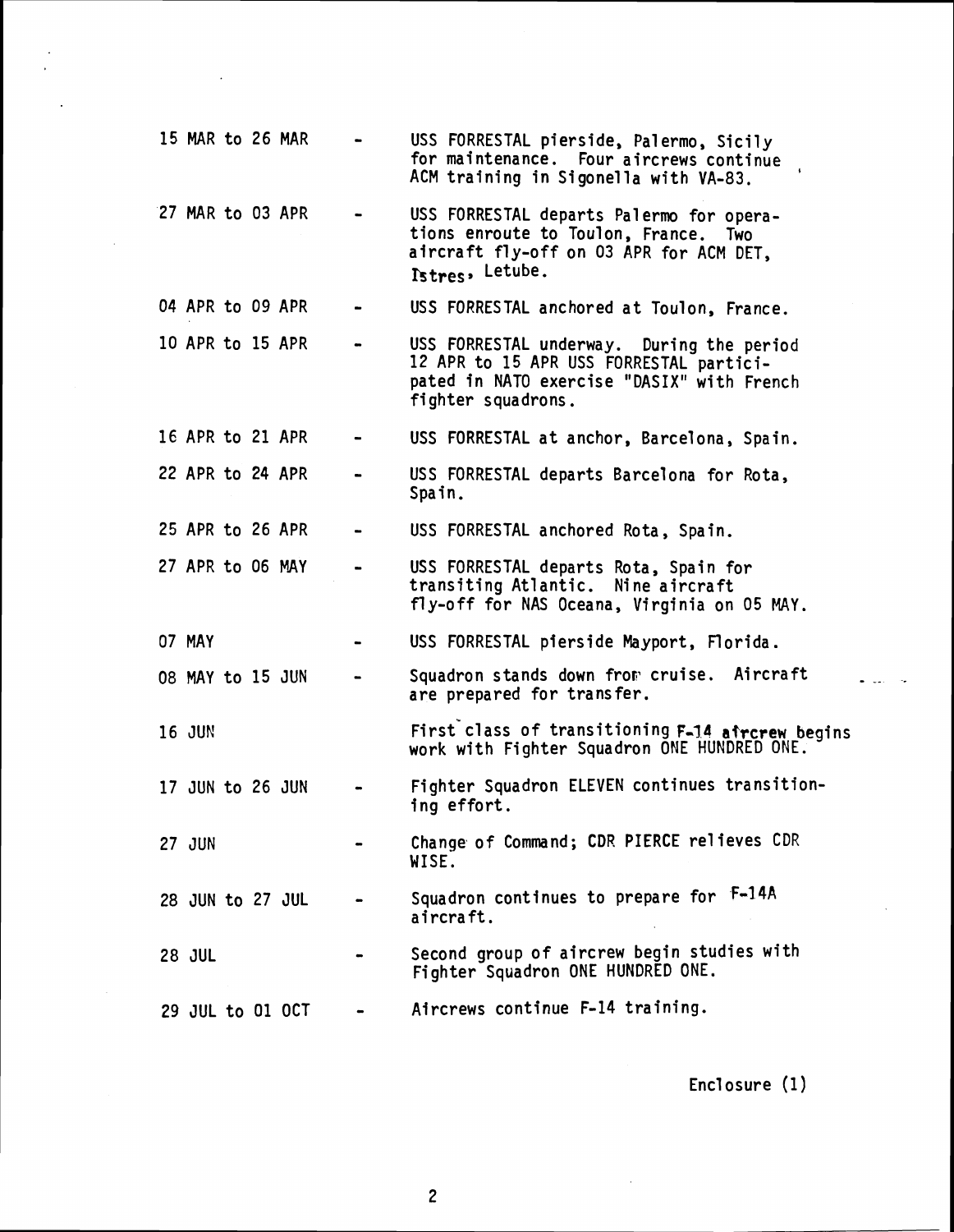| | | |
|---|---|---|
| 15 MAR to 26 MAR | - | USS FORRESTAL pierside, Palermo, Sicily for maintenance. Four aircrews continue ACM training in Sigonella with VA-83. |
| 27 MAR to 03 APR | - | USS FORRESTAL departs Palermo for operations enroute to Toulon, France. Two aircraft fly-off on 03 APR for ACM DET, Istres, Letube. |
| 04 APR to 09 APR | - | USS FORRESTAL anchored at Toulon, France. |
| 10 APR to 15 APR | - | USS FORRESTAL underway. During the period 12 APR to 15 APR USS FORRESTAL participated in NATO exercise "DASIX" with French fighter squadrons. |
| 16 APR to 21 APR | - | USS FORRESTAL at anchor, Barcelona, Spain. |
| 22 APR to 24 APR | - | USS FORRESTAL departs Barcelona for Rota, Spain. |
| 25 APR to 26 APR | - | USS FORRESTAL anchored Rota, Spain. |
| 27 APR to 06 MAY | - | USS FORRESTAL departs Rota, Spain for transiting Atlantic. Nine aircraft fly-off for NAS Oceana, Virginia on 05 MAY. |
| 07 MAY | - | USS FORRESTAL pierside Mayport, Florida. |
| 08 MAY to 15 JUN | - | Squadron stands down from cruise. Aircraft are prepared for transfer. |
| 16 JUN | | First class of transitioning F-14 aircrew begins work with Fighter Squadron ONE HUNDRED ONE. |
| 17 JUN to 26 JUN | - | Fighter Squadron ELEVEN continues transitioning effort. |
| 27 JUN | - | Change of Command; CDR PIERCE relieves CDR WISE. |
| 28 JUN to 27 JUL | - | Squadron continues to prepare for F-14A aircraft. |
| 28 JUL | - | Second group of aircrew begin studies with Fighter Squadron ONE HUNDRED ONE. |
| 29 JUL to 01 OCT | - | Aircrews continue F-14 training. |

Enclosure (1)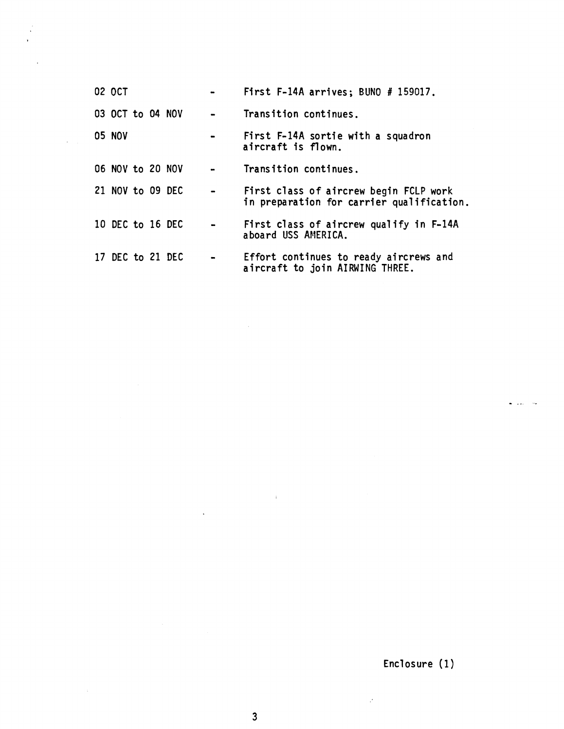| | | |
|---|---|---|
| 02 OCT | - | First F-14A arrives; BUNO # 159017. |
| 03 OCT to 04 NOV | - | Transition continues. |
| 05 NOV | - | First F-14A sortie with a squadron aircraft is flown. |
| 06 NOV to 20 NOV | - | Transition continues. |
| 21 NOV to 09 DEC | - | First class of aircrew begin FCLP work in preparation for carrier qualification. |
| 10 DEC to 16 DEC | - | First class of aircrew qualify in F-14A aboard USS AMERICA. |
| 17 DEC to 21 DEC | - | Effort continues to ready aircrews and aircraft to join AIRWING THREE. |

Enclosure (1)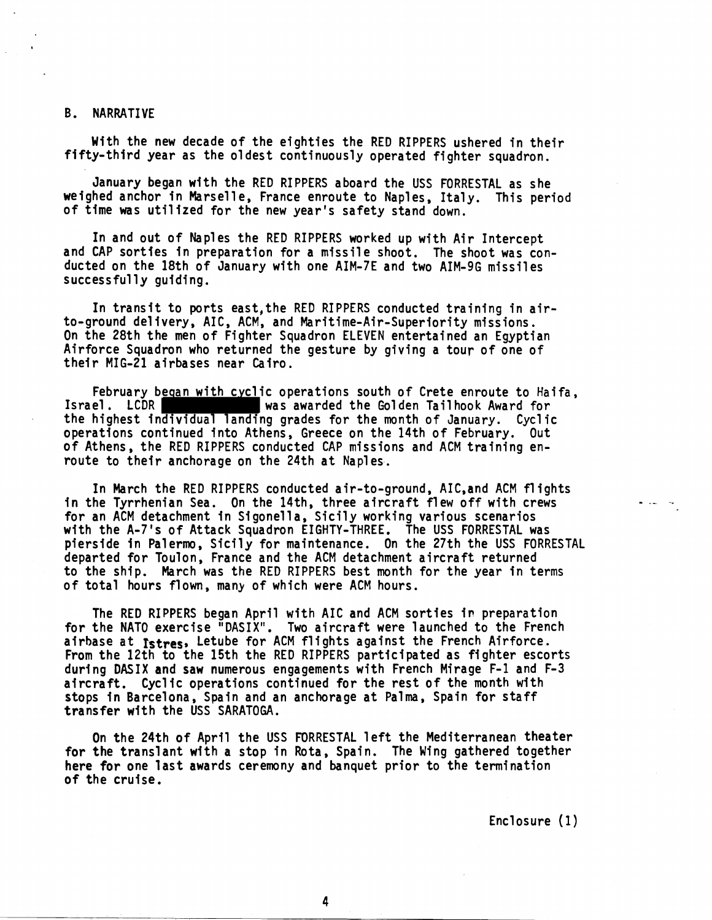## B. NARRATIVE

With the new decade of the eighties the RED RIPPERS ushered in their fifty-third year as the oldest continuously operated fighter squadron.

January began with the RED RIPPERS aboard the USS FORRESTAL as she weighed anchor in Marselle, France enroute to Naples, Italy. This period of time was utilized for the new year's safety stand down.

In and out of Naples the RED RIPPERS worked up with Air Intercept and CAP sorties in preparation for a missile shoot. The shoot was conducted on the 18th of January with one AIM-7E and two AIM-9G missiles successfully guiding.

In transit to ports east, the RED RIPPERS conducted training in air-to-ground delivery, AIC, ACM, and Maritime-Air-Superiority missions. On the 28th the men of Fighter Squadron ELEVEN entertained an Egyptian Airforce Squadron who returned the gesture by giving a tour of one of their MIG-21 airbases near Cairo.

February began with cyclic operations south of Crete enroute to Haifa, Israel. LCDR [REDACTED] was awarded the Golden Tailhook Award for the highest individual landing grades for the month of January. Cyclic operations continued into Athens, Greece on the 14th of February. Out of Athens, the RED RIPPERS conducted CAP missions and ACM training enroute to their anchorage on the 24th at Naples.

In March the RED RIPPERS conducted air-to-ground, AIC, and ACM flights in the Tyrrhenian Sea. On the 14th, three aircraft flew off with crews for an ACM detachment in Sigonella, Sicily working various scenarios with the A-7's of Attack Squadron EIGHTY-THREE. The USS FORRESTAL was pierside in Palermo, Sicily for maintenance. On the 27th the USS FORRESTAL departed for Toulon, France and the ACM detachment aircraft returned to the ship. March was the RED RIPPERS best month for the year in terms of total hours flown, many of which were ACM hours.

The RED RIPPERS began April with AIC and ACM sorties in preparation for the NATO exercise "DASIX". Two aircraft were launched to the French airbase at Istres, Letube for ACM flights against the French Airforce. From the 12th to the 15th the RED RIPPERS participated as fighter escorts during DASIX and saw numerous engagements with French Mirage F-1 and F-3 aircraft. Cyclic operations continued for the rest of the month with stops in Barcelona, Spain and an anchorage at Palma, Spain for staff transfer with the USS SARATOGA.

On the 24th of April the USS FORRESTAL left the Mediterranean theater for the translant with a stop in Rota, Spain. The Wing gathered together here for one last awards ceremony and banquet prior to the termination of the cruise.

Enclosure (1)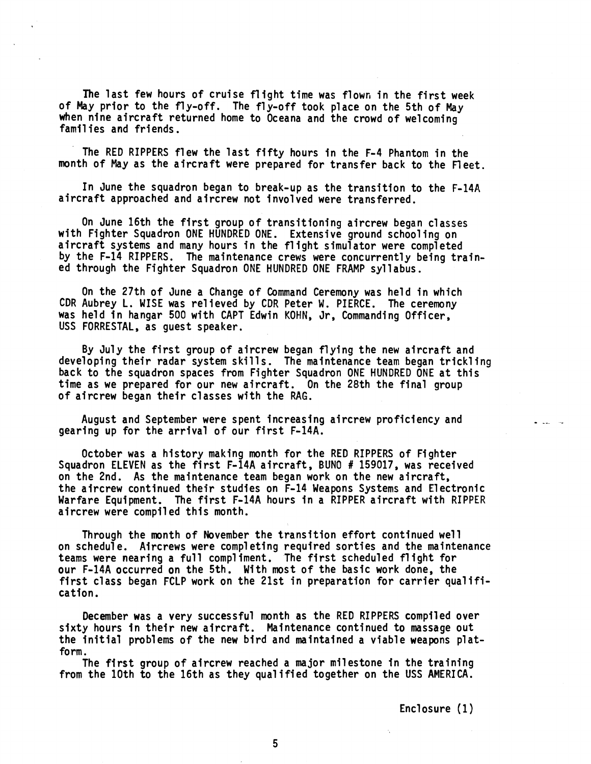The last few hours of cruise flight time was flown in the first week of May prior to the fly-off. The fly-off took place on the 5th of May when nine aircraft returned home to Oceana and the crowd of welcoming families and friends.

The RED RIPPERS flew the last fifty hours in the F-4 Phantom in the month of May as the aircraft were prepared for transfer back to the Fleet.

In June the squadron began to break-up as the transition to the F-14A aircraft approached and aircrew not involved were transferred.

On June 16th the first group of transitioning aircrew began classes with Fighter Squadron ONE HUNDRED ONE. Extensive ground schooling on aircraft systems and many hours in the flight simulator were completed by the F-14 RIPPERS. The maintenance crews were concurrently being trained through the Fighter Squadron ONE HUNDRED ONE FRAMP syllabus.

On the 27th of June a Change of Command Ceremony was held in which CDR Aubrey L. WISE was relieved by CDR Peter W. PIERCE. The ceremony was held in hangar 500 with CAPT Edwin KOHN, Jr, Commanding Officer, USS FORRESTAL, as guest speaker.

By July the first group of aircrew began flying the new aircraft and developing their radar system skills. The maintenance team began trickling back to the squadron spaces from Fighter Squadron ONE HUNDRED ONE at this time as we prepared for our new aircraft. On the 28th the final group of aircrew began their classes with the RAG.

August and September were spent increasing aircrew proficiency and gearing up for the arrival of our first F-14A.

October was a history making month for the RED RIPPERS of Fighter Squadron ELEVEN as the first F-14A aircraft, BUNO # 159017, was received on the 2nd. As the maintenance team began work on the new aircraft, the aircrew continued their studies on F-14 Weapons Systems and Electronic Warfare Equipment. The first F-14A hours in a RIPPER aircraft with RIPPER aircrew were compiled this month.

Through the month of November the transition effort continued well on schedule. Aircrews were completing required sorties and the maintenance teams were nearing a full compliment. The first scheduled flight for our F-14A occurred on the 5th. With most of the basic work done, the first class began FCLP work on the 21st in preparation for carrier qualification.

December was a very successful month as the RED RIPPERS compiled over sixty hours in their new aircraft. Maintenance continued to massage out the initial problems of the new bird and maintained a viable weapons platform.

The first group of aircrew reached a major milestone in the training from the 10th to the 16th as they qualified together on the USS AMERICA.

Enclosure (1)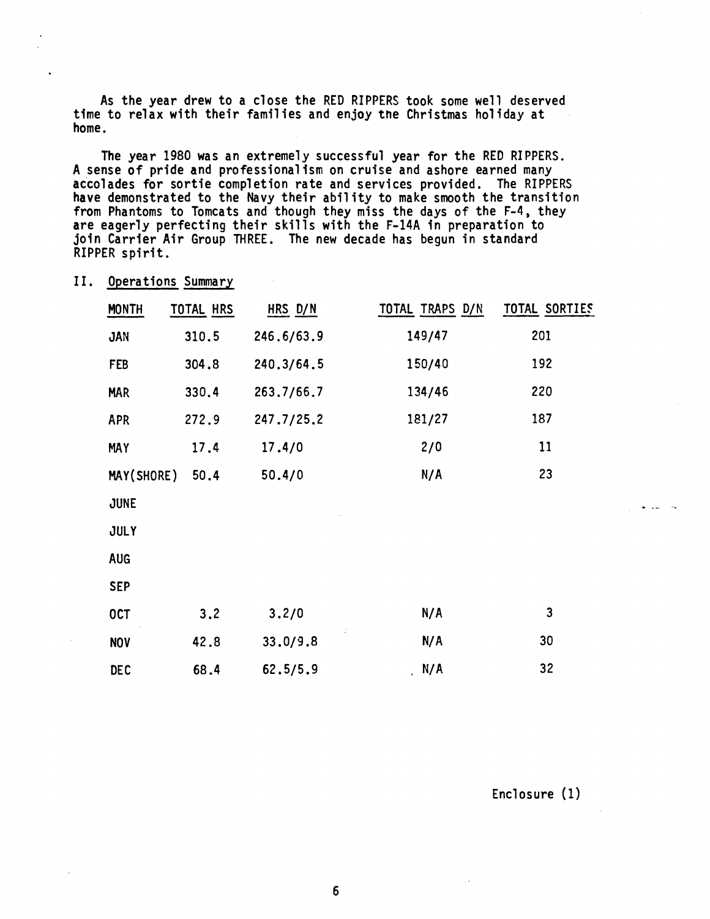As the year drew to a close the RED RIPPERS took some well deserved time to relax with their families and enjoy the Christmas holiday at home.

The year 1980 was an extremely successful year for the RED RIPPERS. A sense of pride and professionalism on cruise and ashore earned many accolades for sortie completion rate and services provided. The RIPPERS have demonstrated to the Navy their ability to make smooth the transition from Phantoms to Tomcats and though they miss the days of the F-4, they are eagerly perfecting their skills with the F-14A in preparation to join Carrier Air Group THREE. The new decade has begun in standard RIPPER spirit.

## II. Operations Summary

| MONTH | TOTAL HRS | HRS D/N | TOTAL TRAPS D/N | TOTAL SORTIES |
|---|---|---|---|---|
| JAN | 310.5 | 246.6/63.9 | 149/47 | 201 |
| FEB | 304.8 | 240.3/64.5 | 150/40 | 192 |
| MAR | 330.4 | 263.7/66.7 | 134/46 | 220 |
| APR | 272.9 | 247.7/25.2 | 181/27 | 187 |
| MAY | 17.4 | 17.4/0 | 2/0 | 11 |
| MAY(SHORE) | 50.4 | 50.4/0 | N/A | 23 |
| JUNE | | | | |
| JULY | | | | |
| AUG | | | | |
| SEP | | | | |
| OCT | 3.2 | 3.2/0 | N/A | 3 |
| NOV | 42.8 | 33.0/9.8 | N/A | 30 |
| DEC | 68.4 | 62.5/5.9 | N/A | 32 |

Enclosure (1)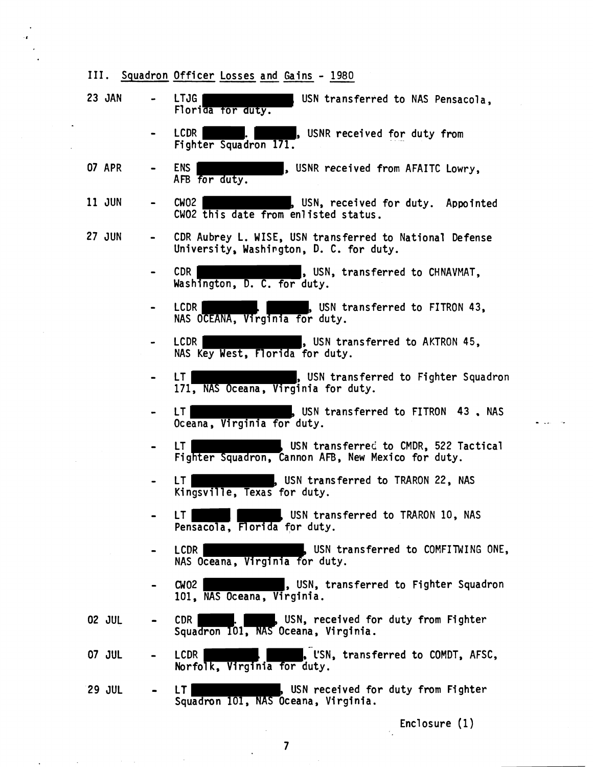## III. Squadron Officer Losses and Gains - 1980

23 JAN - LTJG [REDACTED] USN transferred to NAS Pensacola, Florida for duty.

- LCDR [REDACTED]. [REDACTED], USNR received for duty from Fighter Squadron 171.

07 APR - ENS [REDACTED], USNR received from AFAITC Lowry, AFB for duty.

11 JUN - CWO2 [REDACTED], USN, received for duty. Appointed CWO2 this date from enlisted status.

27 JUN - CDR Aubrey L. WISE, USN transferred to National Defense University, Washington, D. C. for duty.

- CDR [REDACTED], USN, transferred to CHNAVMAT, Washington, D. C. for duty.

- LCDR [REDACTED]. [REDACTED], USN transferred to FITRON 43, NAS OCEANA, Virginia for duty.

- LCDR [REDACTED], USN transferred to AKTRON 45, NAS Key West, Florida for duty.

- LT [REDACTED], USN transferred to Fighter Squadron 171, NAS Oceana, Virginia for duty.

- LT [REDACTED], USN transferred to FITRON 43 , NAS Oceana, Virginia for duty.

- LT [REDACTED], USN transferred to CMDR, 522 Tactical Fighter Squadron, Cannon AFB, New Mexico for duty.

- LT [REDACTED], USN transferred to TRARON 22, NAS Kingsville, Texas for duty.

- LT [REDACTED] [REDACTED], USN transferred to TRARON 10, NAS Pensacola, Florida for duty.

- LCDR [REDACTED], USN transferred to COMFITWING ONE, NAS Oceana, Virginia for duty.

- CWO2 [REDACTED], USN, transferred to Fighter Squadron 101, NAS Oceana, Virginia.

02 JUL - CDR [REDACTED]. [REDACTED], USN, received for duty from Fighter Squadron 101, NAS Oceana, Virginia.

07 JUL - LCDR [REDACTED]. [REDACTED], USN, transferred to COMDT, AFSC, Norfolk, Virginia for duty.

29 JUL - LT [REDACTED], USN received for duty from Fighter Squadron 101, NAS Oceana, Virginia.

Enclosure (1)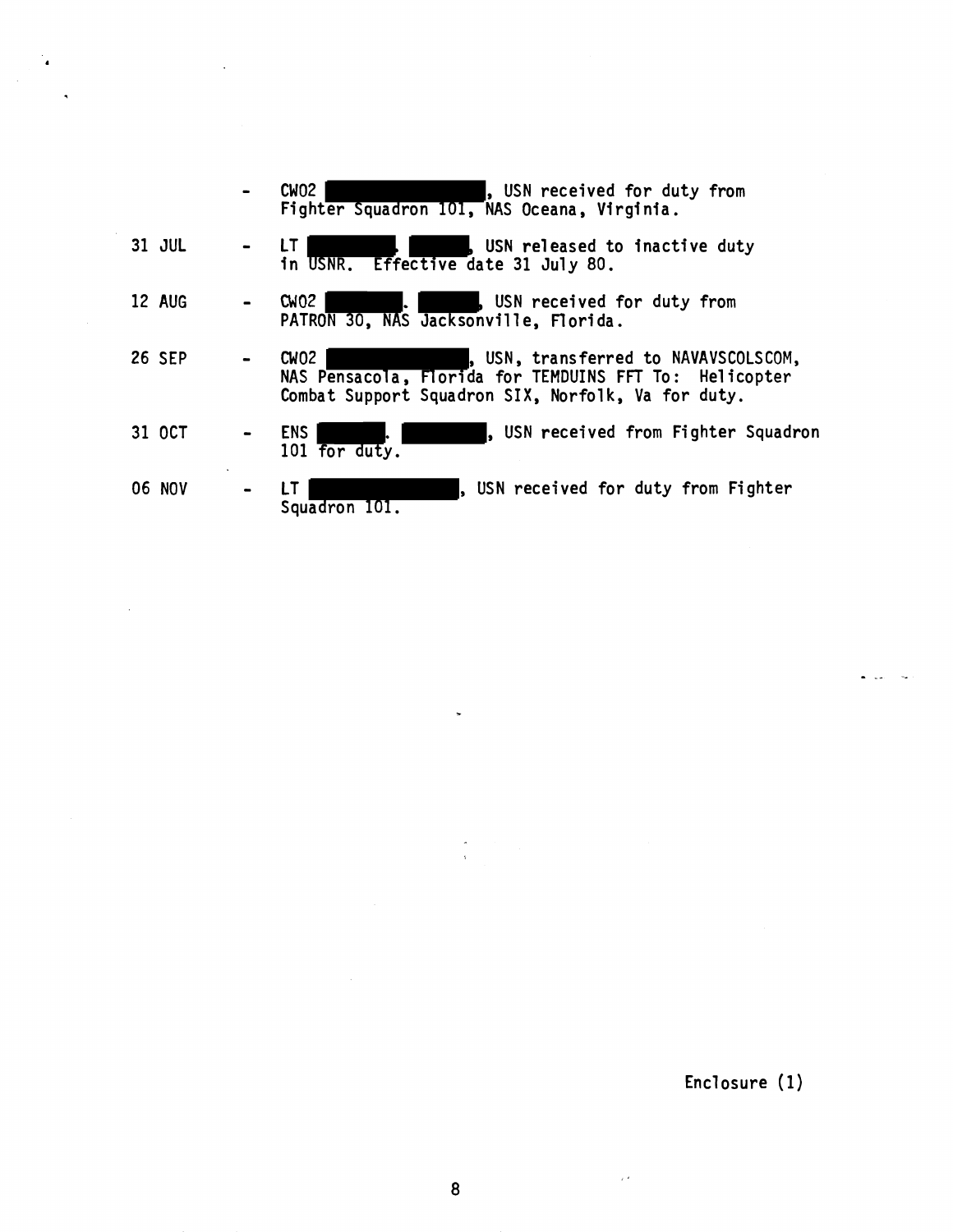| | | |
|---|---|---|
| | - | CWO2 ███████, USN received for duty from Fighter Squadron 101, NAS Oceana, Virginia. |
| 31 JUL | - | LT ███ ███, ███, USN released to inactive duty in USNR. Effective date 31 July 80. |
| 12 AUG | - | CWO2 ███. ███, USN received for duty from PATRON 30, NAS Jacksonville, Florida. |
| 26 SEP | - | CWO2 ███████, USN, transferred to NAVAVSCOLSCOM, NAS Pensacola, Florida for TEMDUINS FFT To: Helicopter Combat Support Squadron SIX, Norfolk, Va for duty. |
| 31 OCT | - | ENS ███. ███, USN received from Fighter Squadron 101 for duty. |
| 06 NOV | - | LT ███████, USN received for duty from Fighter Squadron 101. |

Enclosure (1)